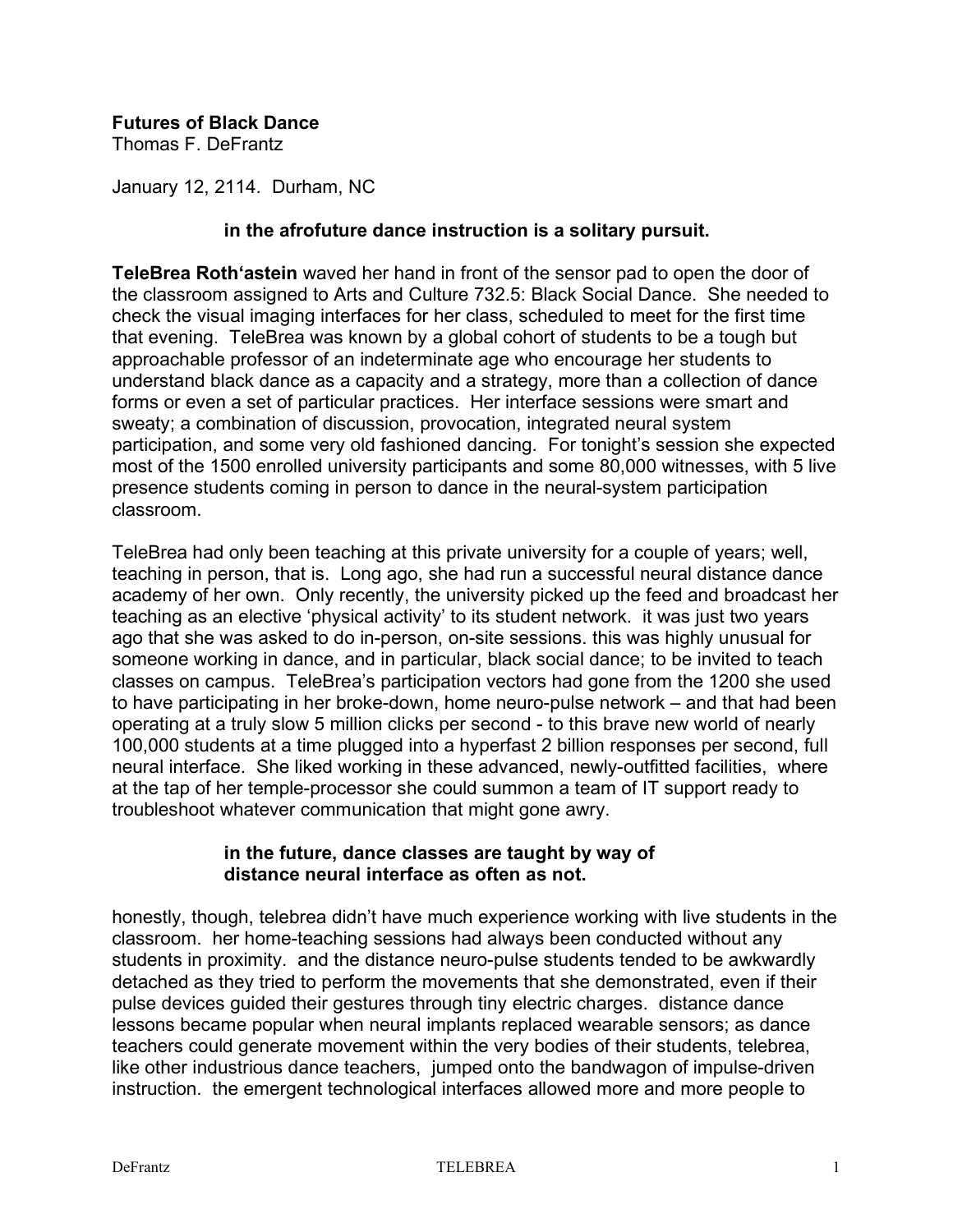**Futures of Black Dance**
Thomas F. DeFrantz

January 12, 2114. Durham, NC

**in the afrofuture dance instruction is a solitary pursuit.**

**TeleBrea Roth'astein** waved her hand in front of the sensor pad to open the door of the classroom assigned to Arts and Culture 732.5: Black Social Dance. She needed to check the visual imaging interfaces for her class, scheduled to meet for the first time that evening. TeleBrea was known by a global cohort of students to be a tough but approachable professor of an indeterminate age who encourage her students to understand black dance as a capacity and a strategy, more than a collection of dance forms or even a set of particular practices. Her interface sessions were smart and sweaty; a combination of discussion, provocation, integrated neural system participation, and some very old fashioned dancing. For tonight's session she expected most of the 1500 enrolled university participants and some 80,000 witnesses, with 5 live presence students coming in person to dance in the neural-system participation classroom.

TeleBrea had only been teaching at this private university for a couple of years; well, teaching in person, that is. Long ago, she had run a successful neural distance dance academy of her own. Only recently, the university picked up the feed and broadcast her teaching as an elective 'physical activity' to its student network. it was just two years ago that she was asked to do in-person, on-site sessions. this was highly unusual for someone working in dance, and in particular, black social dance; to be invited to teach classes on campus. TeleBrea's participation vectors had gone from the 1200 she used to have participating in her broke-down, home neuro-pulse network – and that had been operating at a truly slow 5 million clicks per second - to this brave new world of nearly 100,000 students at a time plugged into a hyperfast 2 billion responses per second, full neural interface. She liked working in these advanced, newly-outfitted facilities, where at the tap of her temple-processor she could summon a team of IT support ready to troubleshoot whatever communication that might gone awry.

**in the future, dance classes are taught by way of distance neural interface as often as not.**

honestly, though, telebrea didn't have much experience working with live students in the classroom. her home-teaching sessions had always been conducted without any students in proximity. and the distance neuro-pulse students tended to be awkwardly detached as they tried to perform the movements that she demonstrated, even if their pulse devices guided their gestures through tiny electric charges. distance dance lessons became popular when neural implants replaced wearable sensors; as dance teachers could generate movement within the very bodies of their students, telebrea, like other industrious dance teachers, jumped onto the bandwagon of impulse-driven instruction. the emergent technological interfaces allowed more and more people to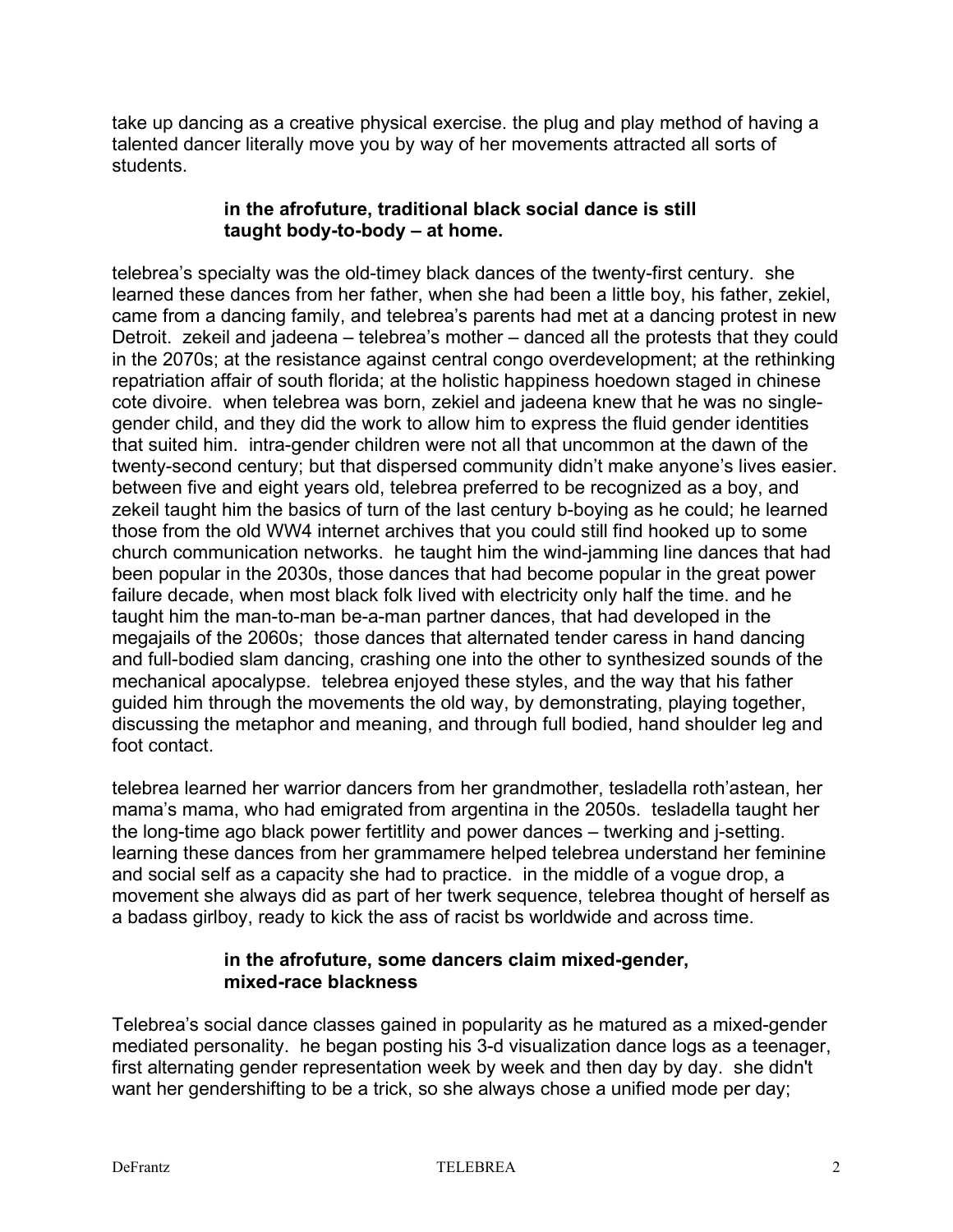take up dancing as a creative physical exercise. the plug and play method of having a talented dancer literally move you by way of her movements attracted all sorts of students.

**in the afrofuture, traditional black social dance is still taught body-to-body – at home.**

telebrea's specialty was the old-timey black dances of the twenty-first century. she learned these dances from her father, when she had been a little boy, his father, zekiel, came from a dancing family, and telebrea's parents had met at a dancing protest in new Detroit. zekeil and jadeena – telebrea's mother – danced all the protests that they could in the 2070s; at the resistance against central congo overdevelopment; at the rethinking repatriation affair of south florida; at the holistic happiness hoedown staged in chinese cote divoire. when telebrea was born, zekiel and jadeena knew that he was no single-gender child, and they did the work to allow him to express the fluid gender identities that suited him. intra-gender children were not all that uncommon at the dawn of the twenty-second century; but that dispersed community didn't make anyone's lives easier. between five and eight years old, telebrea preferred to be recognized as a boy, and zekeil taught him the basics of turn of the last century b-boying as he could; he learned those from the old WW4 internet archives that you could still find hooked up to some church communication networks. he taught him the wind-jamming line dances that had been popular in the 2030s, those dances that had become popular in the great power failure decade, when most black folk lived with electricity only half the time. and he taught him the man-to-man be-a-man partner dances, that had developed in the megajails of the 2060s; those dances that alternated tender caress in hand dancing and full-bodied slam dancing, crashing one into the other to synthesized sounds of the mechanical apocalypse. telebrea enjoyed these styles, and the way that his father guided him through the movements the old way, by demonstrating, playing together, discussing the metaphor and meaning, and through full bodied, hand shoulder leg and foot contact.

telebrea learned her warrior dancers from her grandmother, tesladella roth'astean, her mama's mama, who had emigrated from argentina in the 2050s. tesladella taught her the long-time ago black power fertitlity and power dances – twerking and j-setting. learning these dances from her grammamere helped telebrea understand her feminine and social self as a capacity she had to practice. in the middle of a vogue drop, a movement she always did as part of her twerk sequence, telebrea thought of herself as a badass girlboy, ready to kick the ass of racist bs worldwide and across time.

**in the afrofuture, some dancers claim mixed-gender, mixed-race blackness**

Telebrea's social dance classes gained in popularity as he matured as a mixed-gender mediated personality. he began posting his 3-d visualization dance logs as a teenager, first alternating gender representation week by week and then day by day. she didn't want her gendershifting to be a trick, so she always chose a unified mode per day;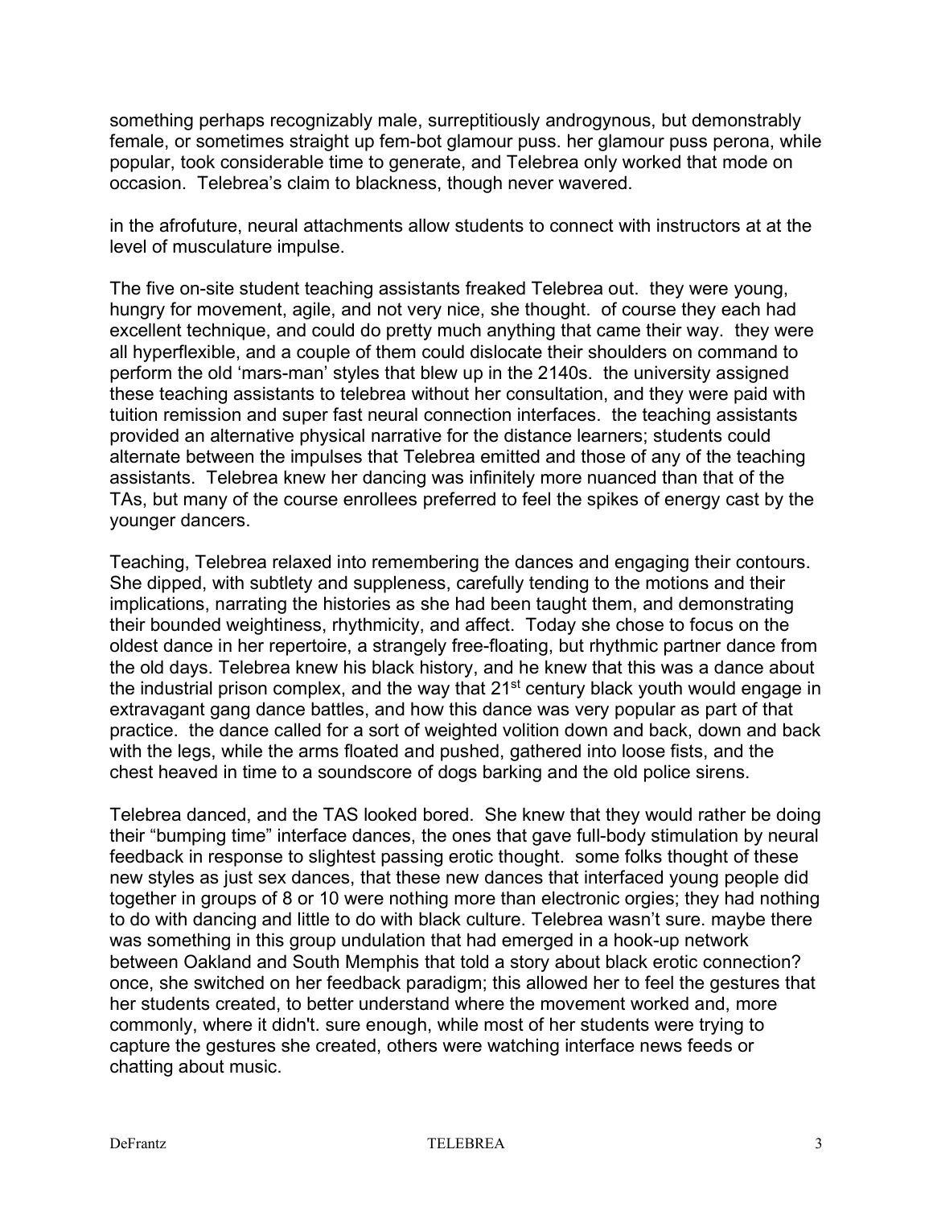something perhaps recognizably male, surreptitiously androgynous, but demonstrably female, or sometimes straight up fem-bot glamour puss. her glamour puss perona, while popular, took considerable time to generate, and Telebrea only worked that mode on occasion. Telebrea's claim to blackness, though never wavered.

in the afrofuture, neural attachments allow students to connect with instructors at at the level of musculature impulse.

The five on-site student teaching assistants freaked Telebrea out. they were young, hungry for movement, agile, and not very nice, she thought. of course they each had excellent technique, and could do pretty much anything that came their way. they were all hyperflexible, and a couple of them could dislocate their shoulders on command to perform the old 'mars-man' styles that blew up in the 2140s. the university assigned these teaching assistants to telebrea without her consultation, and they were paid with tuition remission and super fast neural connection interfaces. the teaching assistants provided an alternative physical narrative for the distance learners; students could alternate between the impulses that Telebrea emitted and those of any of the teaching assistants. Telebrea knew her dancing was infinitely more nuanced than that of the TAs, but many of the course enrollees preferred to feel the spikes of energy cast by the younger dancers.

Teaching, Telebrea relaxed into remembering the dances and engaging their contours. She dipped, with subtlety and suppleness, carefully tending to the motions and their implications, narrating the histories as she had been taught them, and demonstrating their bounded weightiness, rhythmicity, and affect. Today she chose to focus on the oldest dance in her repertoire, a strangely free-floating, but rhythmic partner dance from the old days. Telebrea knew his black history, and he knew that this was a dance about the industrial prison complex, and the way that 21st century black youth would engage in extravagant gang dance battles, and how this dance was very popular as part of that practice. the dance called for a sort of weighted volition down and back, down and back with the legs, while the arms floated and pushed, gathered into loose fists, and the chest heaved in time to a soundscore of dogs barking and the old police sirens.

Telebrea danced, and the TAS looked bored. She knew that they would rather be doing their "bumping time" interface dances, the ones that gave full-body stimulation by neural feedback in response to slightest passing erotic thought. some folks thought of these new styles as just sex dances, that these new dances that interfaced young people did together in groups of 8 or 10 were nothing more than electronic orgies; they had nothing to do with dancing and little to do with black culture. Telebrea wasn't sure. maybe there was something in this group undulation that had emerged in a hook-up network between Oakland and South Memphis that told a story about black erotic connection? once, she switched on her feedback paradigm; this allowed her to feel the gestures that her students created, to better understand where the movement worked and, more commonly, where it didn't. sure enough, while most of her students were trying to capture the gestures she created, others were watching interface news feeds or chatting about music.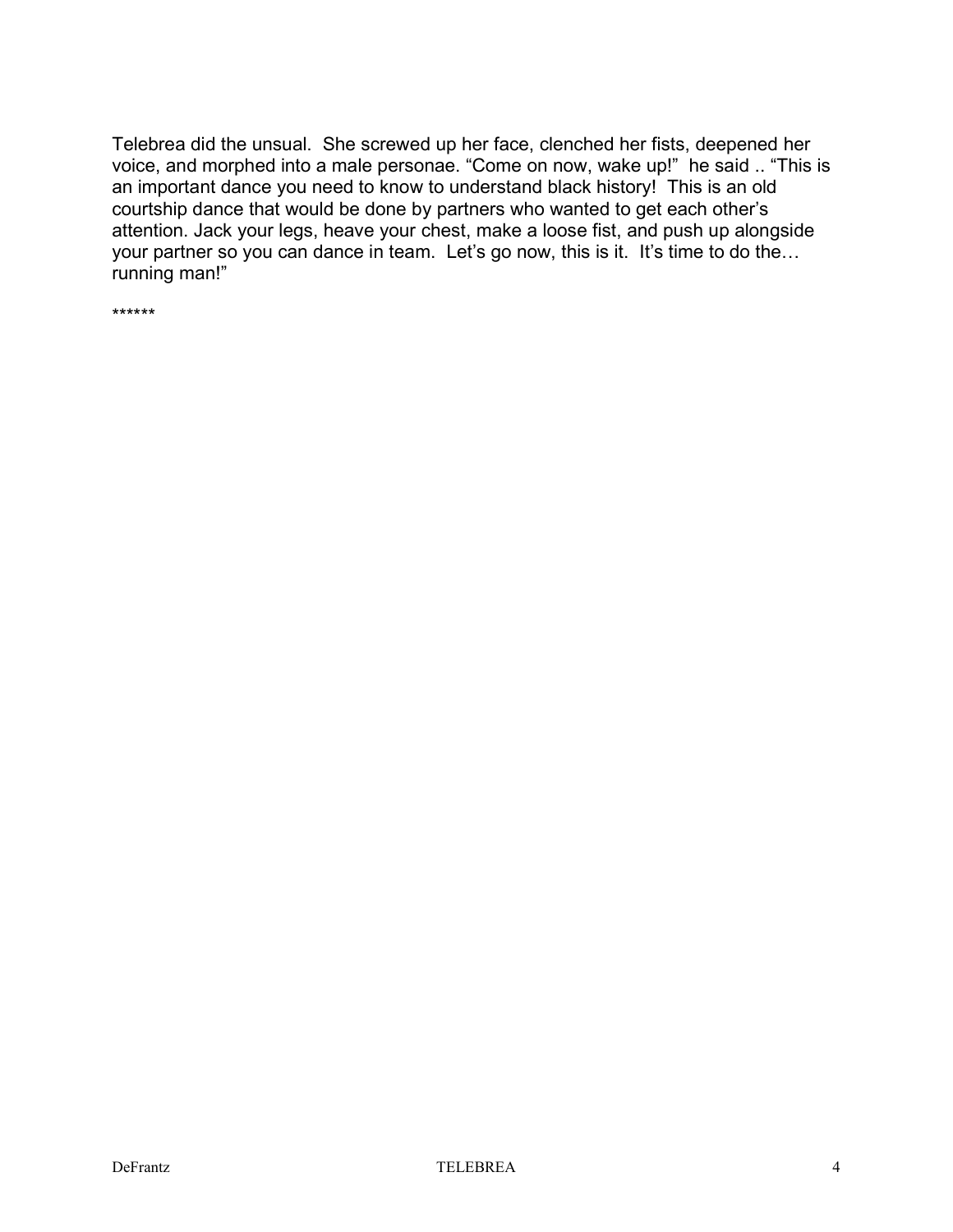Telebrea did the unsual. She screwed up her face, clenched her fists, deepened her voice, and morphed into a male personae. “Come on now, wake up!” he said .. “This is an important dance you need to know to understand black history! This is an old courtship dance that would be done by partners who wanted to get each other’s attention. Jack your legs, heave your chest, make a loose fist, and push up alongside your partner so you can dance in team. Let’s go now, this is it. It’s time to do the… running man!”

******